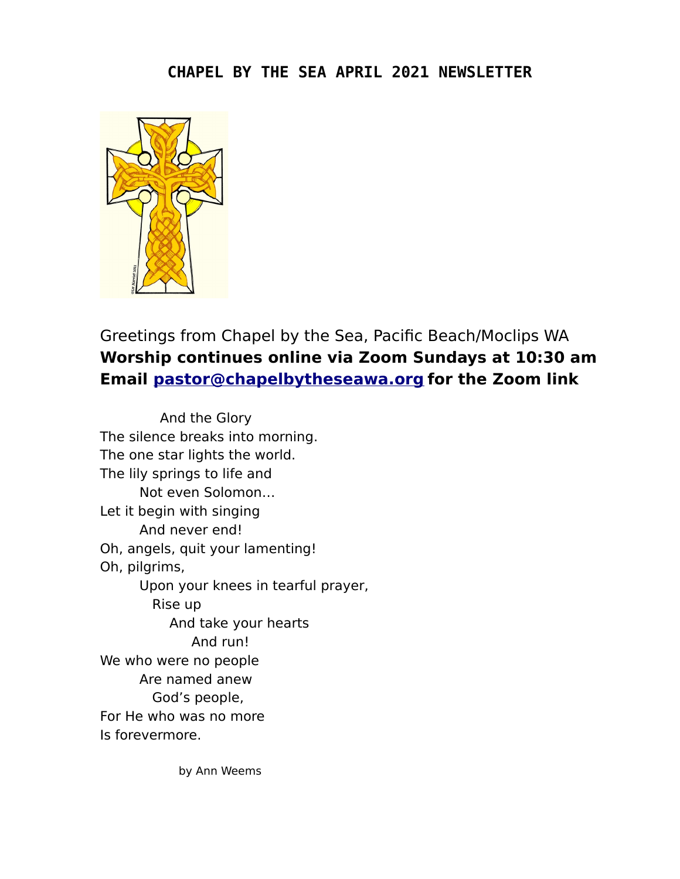# CHAPEL BY THE SEA APRIL 2021 NEWSLETTER

Greetings from Chapel by the Sea, Pacific Beach/Moclips WA

**Worship continues online via Zoom Sundays at 10:30 am**

**Email [pastor@chapelbytheseawa.org](mailto:pastor@chapelbytheseawa.org) for the Zoom link**

And the Glory

The silence breaks into morning.  
The one star lights the world.  
The lily springs to life and  
Not even Solomon…  
Let it begin with singing  
And never end!  
Oh, angels, quit your lamenting!  
Oh, pilgrims,  
Upon your knees in tearful prayer,  
Rise up  
And take your hearts  
And run!  
We who were no people  
Are named anew  
God's people,  
For He who was no more  
Is forevermore.

by Ann Weems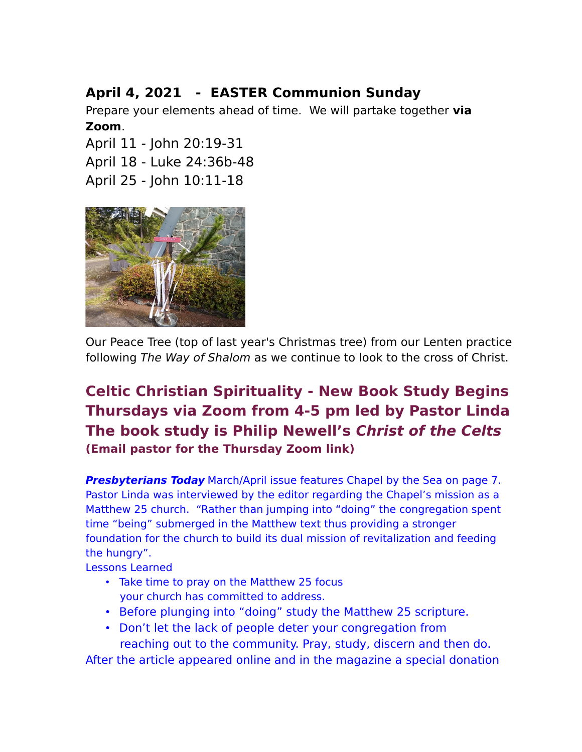### April 4, 2021 - EASTER Communion Sunday

Prepare your elements ahead of time. We will partake together **via Zoom**.

April 11 - John 20:19-31
April 18 - Luke 24:36b-48
April 25 - John 10:11-18

Our Peace Tree (top of last year's Christmas tree) from our Lenten practice following *The Way of Shalom* as we continue to look to the cross of Christ.

## Celtic Christian Spirituality - New Book Study Begins Thursdays via Zoom from 4-5 pm led by Pastor Linda The book study is Philip Newell's *Christ of the Celts*

**(Email pastor for the Thursday Zoom link)**

***Presbyterians Today*** March/April issue features Chapel by the Sea on page 7. Pastor Linda was interviewed by the editor regarding the Chapel's mission as a Matthew 25 church. "Rather than jumping into "doing" the congregation spent time "being" submerged in the Matthew text thus providing a stronger foundation for the church to build its dual mission of revitalization and feeding the hungry".

Lessons Learned

- Take time to pray on the Matthew 25 focus your church has committed to address.
- Before plunging into "doing" study the Matthew 25 scripture.
- Don't let the lack of people deter your congregation from reaching out to the community. Pray, study, discern and then do.

After the article appeared online and in the magazine a special donation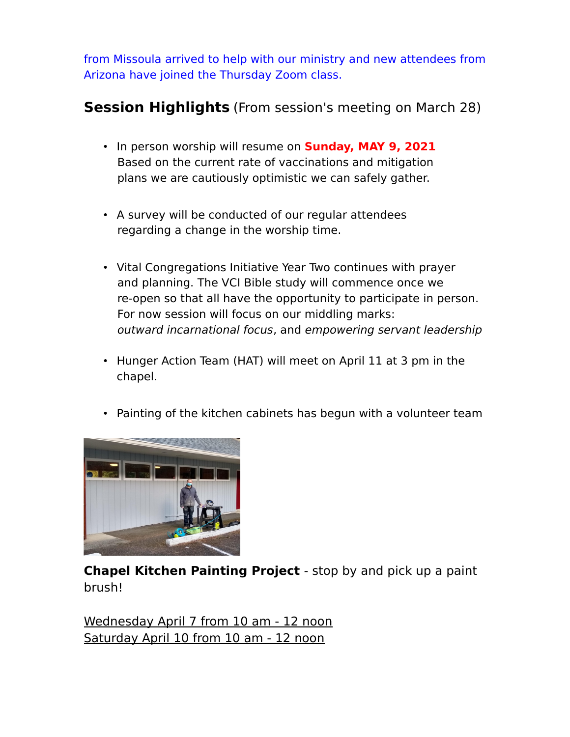from Missoula arrived to help with our ministry and new attendees from Arizona have joined the Thursday Zoom class.

## **Session Highlights** (From session's meeting on March 28)

- In person worship will resume on **Sunday, MAY 9, 2021** Based on the current rate of vaccinations and mitigation plans we are cautiously optimistic we can safely gather.

- A survey will be conducted of our regular attendees regarding a change in the worship time.

- Vital Congregations Initiative Year Two continues with prayer and planning. The VCI Bible study will commence once we re-open so that all have the opportunity to participate in person. For now session will focus on our middling marks: *outward incarnational focus*, and *empowering servant leadership*

- Hunger Action Team (HAT) will meet on April 11 at 3 pm in the chapel.

- Painting of the kitchen cabinets has begun with a volunteer team

**Chapel Kitchen Painting Project** - stop by and pick up a paint brush!

Wednesday April 7 from 10 am - 12 noon
Saturday April 10 from 10 am - 12 noon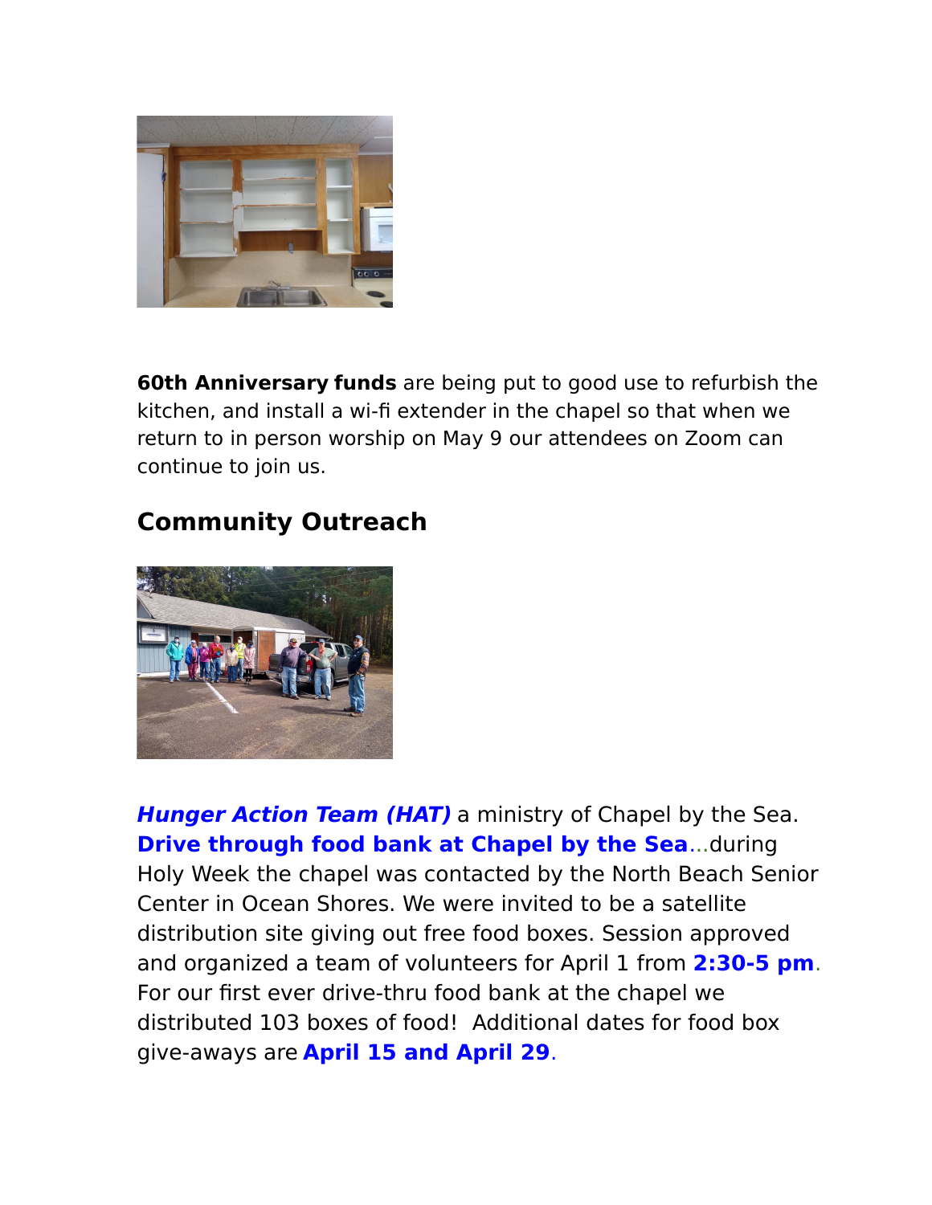**60th Anniversary funds** are being put to good use to refurbish the kitchen, and install a wi-fi extender in the chapel so that when we return to in person worship on May 9 our attendees on Zoom can continue to join us.

## Community Outreach

***Hunger Action Team (HAT)*** a ministry of Chapel by the Sea. **Drive through food bank at Chapel by the Sea**...during Holy Week the chapel was contacted by the North Beach Senior Center in Ocean Shores. We were invited to be a satellite distribution site giving out free food boxes. Session approved and organized a team of volunteers for April 1 from **2:30-5 pm**. For our first ever drive-thru food bank at the chapel we distributed 103 boxes of food! Additional dates for food box give-aways are **April 15 and April 29**.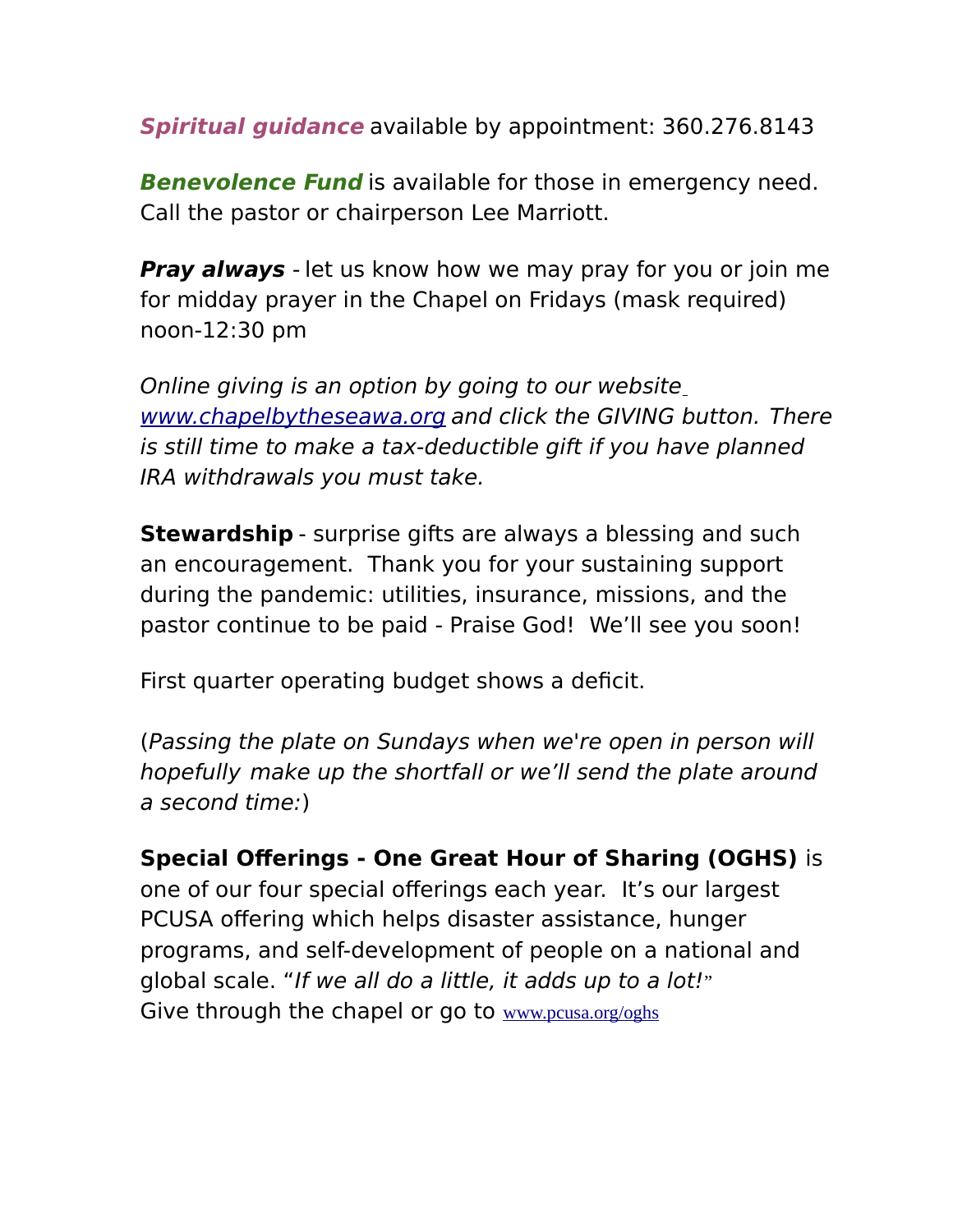***Spiritual guidance*** available by appointment: 360.276.8143

***Benevolence Fund*** is available for those in emergency need. Call the pastor or chairperson Lee Marriott.

***Pray always*** - let us know how we may pray for you or join me for midday prayer in the Chapel on Fridays (mask required) noon-12:30 pm

*Online giving is an option by going to our website www.chapelbytheseawa.org and click the GIVING button. There is still time to make a tax-deductible gift if you have planned IRA withdrawals you must take.*

**Stewardship** - surprise gifts are always a blessing and such an encouragement. Thank you for your sustaining support during the pandemic: utilities, insurance, missions, and the pastor continue to be paid - Praise God! We'll see you soon!

First quarter operating budget shows a deficit.

(*Passing the plate on Sundays when we're open in person will hopefully make up the shortfall or we'll send the plate around a second time:*)

**Special Offerings - One Great Hour of Sharing (OGHS)** is one of our four special offerings each year. It's our largest PCUSA offering which helps disaster assistance, hunger programs, and self-development of people on a national and global scale. "*If we all do a little, it adds up to a lot!*"
Give through the chapel or go to www.pcusa.org/oghs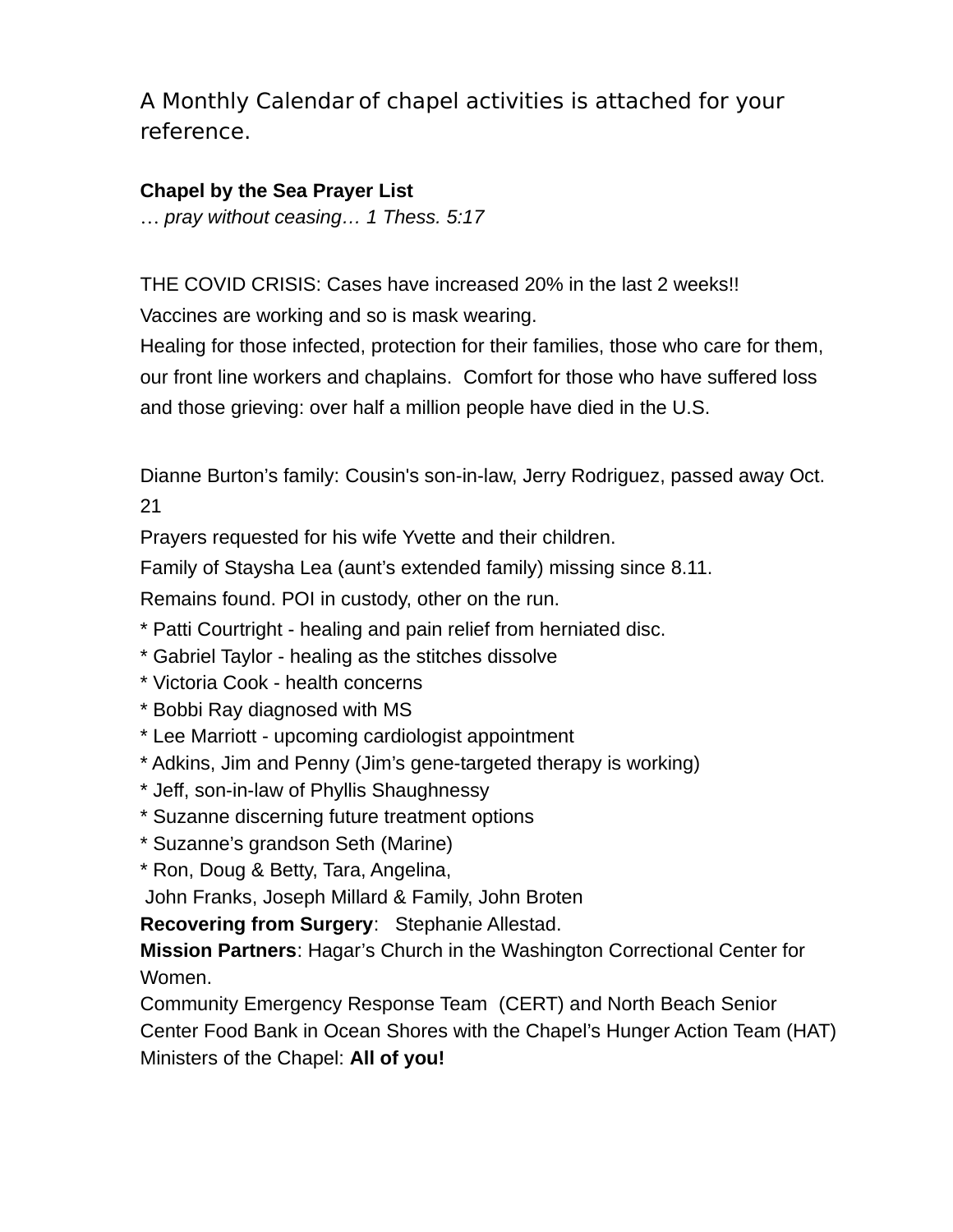A Monthly Calendar of chapel activities is attached for your reference.

**Chapel by the Sea Prayer List**
*… pray without ceasing… 1 Thess. 5:17*

THE COVID CRISIS: Cases have increased 20% in the last 2 weeks!!
Vaccines are working and so is mask wearing.
Healing for those infected, protection for their families, those who care for them, our front line workers and chaplains. Comfort for those who have suffered loss and those grieving: over half a million people have died in the U.S.

Dianne Burton's family: Cousin's son-in-law, Jerry Rodriguez, passed away Oct. 21
Prayers requested for his wife Yvette and their children.
Family of Staysha Lea (aunt's extended family) missing since 8.11.
Remains found. POI in custody, other on the run.

* Patti Courtright - healing and pain relief from herniated disc.
* Gabriel Taylor - healing as the stitches dissolve
* Victoria Cook - health concerns
* Bobbi Ray diagnosed with MS
* Lee Marriott - upcoming cardiologist appointment
* Adkins, Jim and Penny (Jim's gene-targeted therapy is working)
* Jeff, son-in-law of Phyllis Shaughnessy
* Suzanne discerning future treatment options
* Suzanne's grandson Seth (Marine)
* Ron, Doug & Betty, Tara, Angelina,
  John Franks, Joseph Millard & Family, John Broten

**Recovering from Surgery**: Stephanie Allestad.
**Mission Partners**: Hagar's Church in the Washington Correctional Center for Women.
Community Emergency Response Team (CERT) and North Beach Senior Center Food Bank in Ocean Shores with the Chapel's Hunger Action Team (HAT)
Ministers of the Chapel: **All of you!**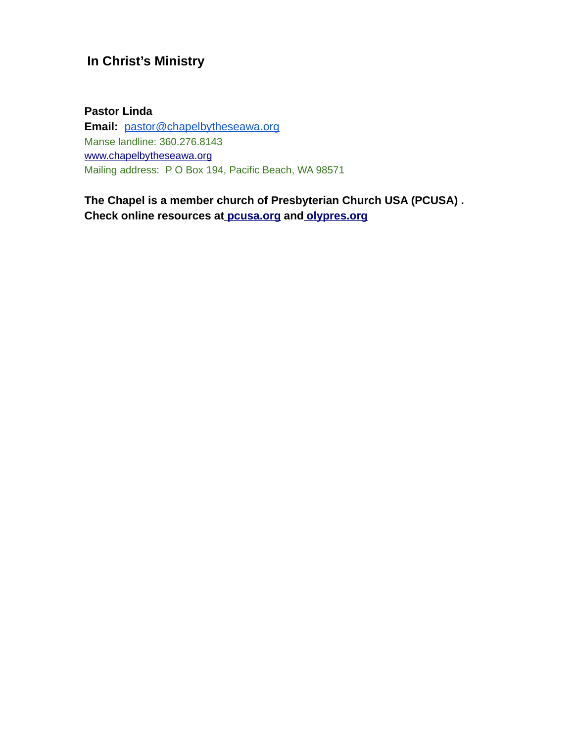## In Christ's Ministry

**Pastor Linda**
**Email:** pastor@chapelbytheseawa.org
Manse landline: 360.276.8143
www.chapelbytheseawa.org
Mailing address: P O Box 194, Pacific Beach, WA 98571

**The Chapel is a member church of Presbyterian Church USA (PCUSA) .**
**Check online resources at pcusa.org and olypres.org**